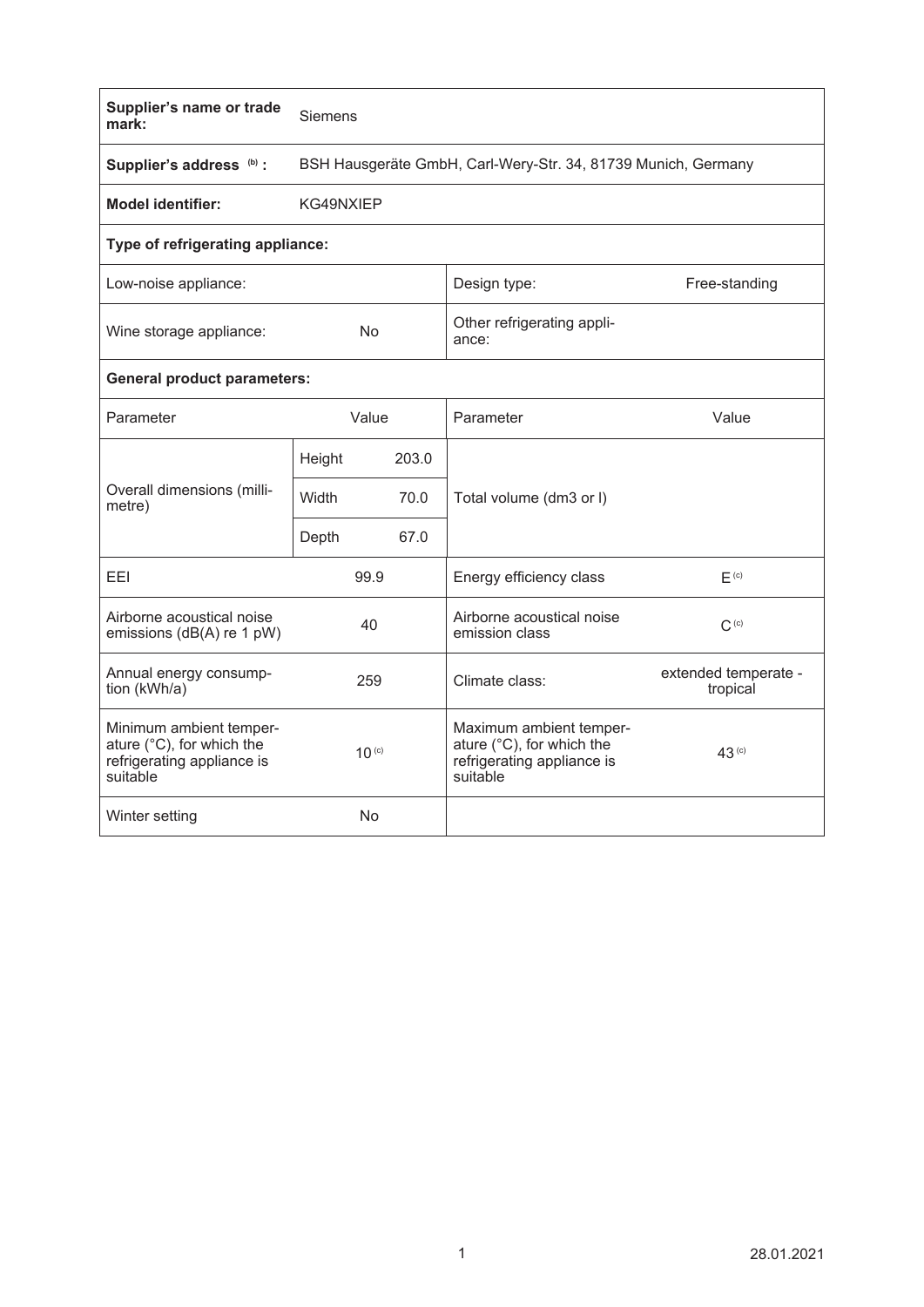| Supplier's name or trade mark: | Siemens | | |
|---|---|---|---|
| Supplier's address [(b)] : | BSH Hausgeräte GmbH, Carl-Wery-Str. 34, 81739 Munich, Germany | | |
| Model identifier: | KG49NXIEP | | |
| **Type of refrigerating appliance:** | | | |
| Low-noise appliance: | | Design type: | Free-standing |
| Wine storage appliance: | No | Other refrigerating appliance: | |
| **General product parameters:** | | | |
| Parameter | Value | Parameter | Value |
| Overall dimensions (millimetre) | Height 203.0 / Width 70.0 / Depth 67.0 | Total volume (dm3 or l) | |
| EEI | 99.9 | Energy efficiency class | E [(c)] |
| Airborne acoustical noise emissions (dB(A) re 1 pW) | 40 | Airborne acoustical noise emission class | C [(c)] |
| Annual energy consumption (kWh/a) | 259 | Climate class: | extended temperate - tropical |
| Minimum ambient temperature (°C), for which the refrigerating appliance is suitable | 10 [(c)] | Maximum ambient temperature (°C), for which the refrigerating appliance is suitable | 43 [(c)] |
| Winter setting | No | | |

28.01.2021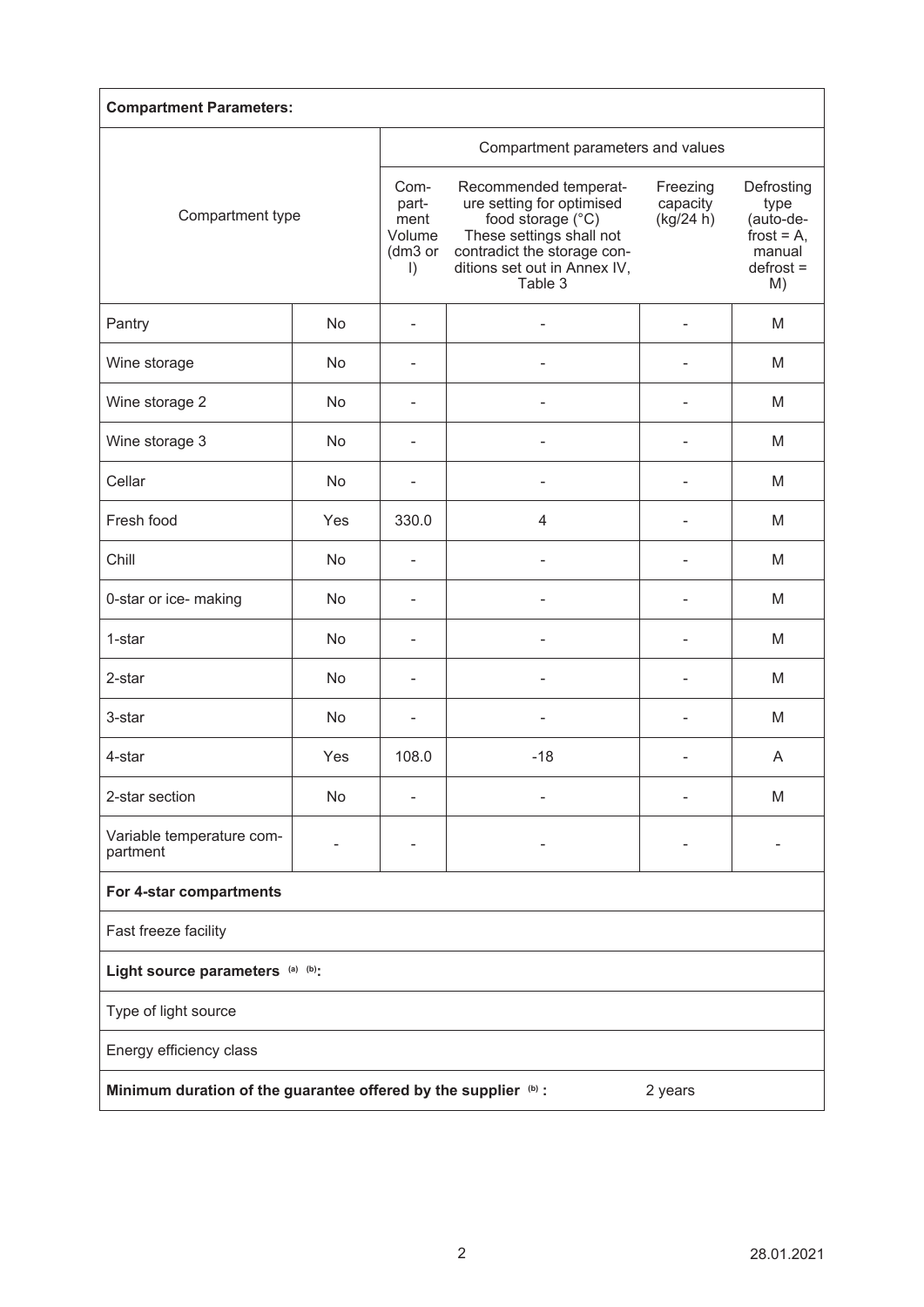| **Compartment Parameters:** | | | | | |
|---|---|---|---|---|---|
| Compartment type | | Compartment parameters and values | | | |
| | | Com-part-ment Volume (dm3 or l) | Recommended temperat-ure setting for optimised food storage (°C) These settings shall not contradict the storage con-ditions set out in Annex IV, Table 3 | Freezing capacity (kg/24 h) | Defrosting type (auto-de-frost = A, manual defrost = M) |
| Pantry | No | - | - | - | M |
| Wine storage | No | - | - | - | M |
| Wine storage 2 | No | - | - | - | M |
| Wine storage 3 | No | - | - | - | M |
| Cellar | No | - | - | - | M |
| Fresh food | Yes | 330.0 | 4 | - | M |
| Chill | No | - | - | - | M |
| 0-star or ice- making | No | - | - | - | M |
| 1-star | No | - | - | - | M |
| 2-star | No | - | - | - | M |
| 3-star | No | - | - | - | M |
| 4-star | Yes | 108.0 | -18 | - | A |
| 2-star section | No | - | - | - | M |
| Variable temperature com-partment | - | - | - | - | - |
| **For 4-star compartments** | | | | | |
| Fast freeze facility | | | | | |
| **Light source parameters** [(a)] [(b)]**:** | | | | | |
| Type of light source | | | | | |
| Energy efficiency class | | | | | |
| **Minimum duration of the guarantee offered by the supplier** [(b)] **:** | | | | 2 years | |

28.01.2021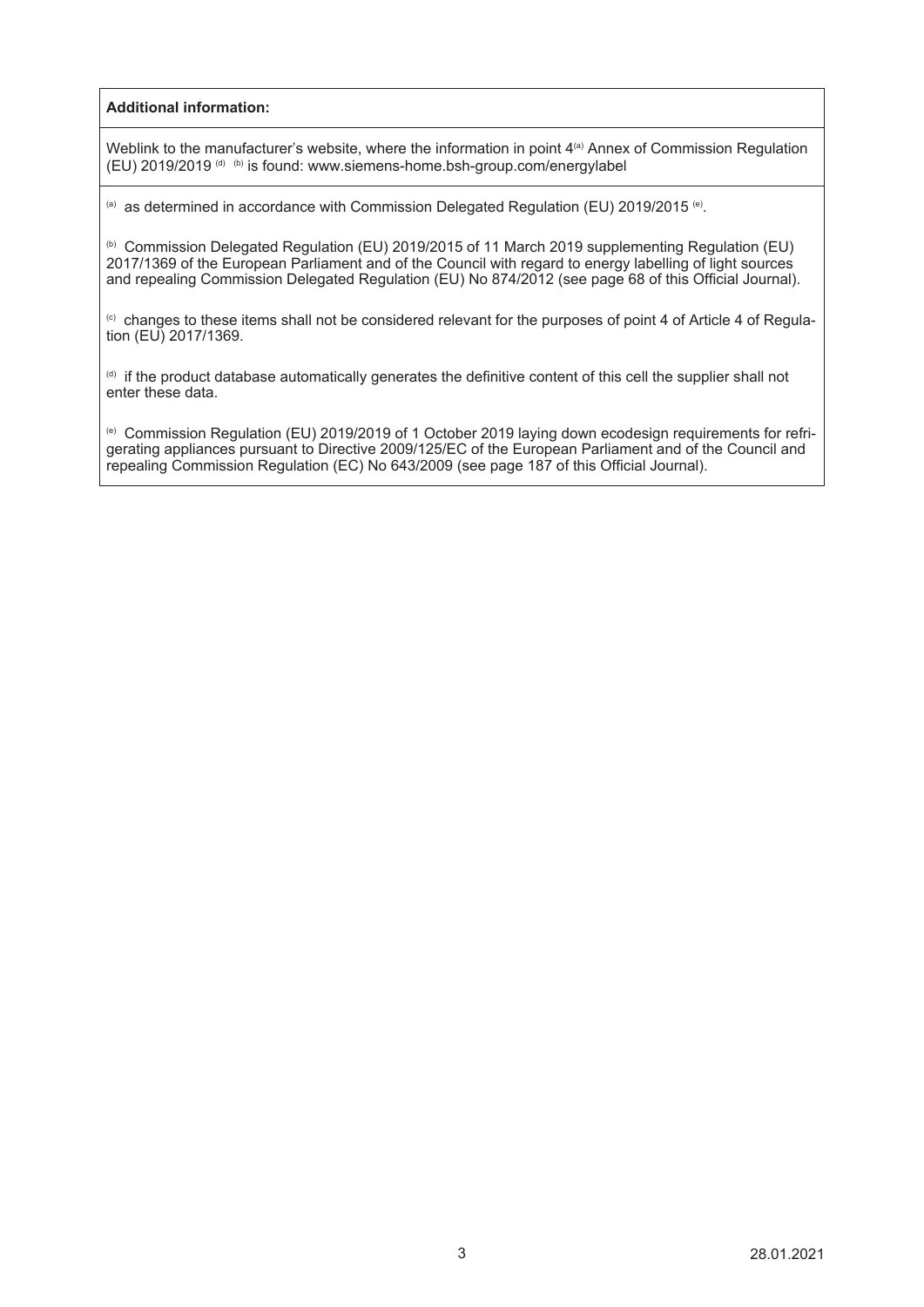**Additional information:**

Weblink to the manufacturer's website, where the information in point 4[a] Annex of Commission Regulation (EU) 2019/2019 [d] [b] is found: www.siemens-home.bsh-group.com/energylabel

[a] as determined in accordance with Commission Delegated Regulation (EU) 2019/2015 [e].

[b] Commission Delegated Regulation (EU) 2019/2015 of 11 March 2019 supplementing Regulation (EU) 2017/1369 of the European Parliament and of the Council with regard to energy labelling of light sources and repealing Commission Delegated Regulation (EU) No 874/2012 (see page 68 of this Official Journal).

[c] changes to these items shall not be considered relevant for the purposes of point 4 of Article 4 of Regulation (EU) 2017/1369.

[d] if the product database automatically generates the definitive content of this cell the supplier shall not enter these data.

[e] Commission Regulation (EU) 2019/2019 of 1 October 2019 laying down ecodesign requirements for refrigerating appliances pursuant to Directive 2009/125/EC of the European Parliament and of the Council and repealing Commission Regulation (EC) No 643/2009 (see page 187 of this Official Journal).

28.01.2021